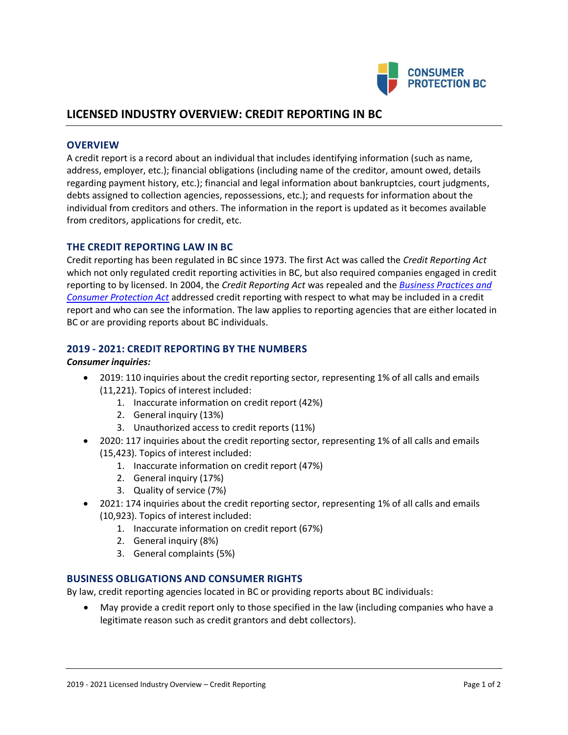# LICENSED INDUSTRY OVERVIEW: CREDIT REPORTING IN BC

## OVERVIEW

A credit report is a record about an individual that includes identifying information (such as name, address, employer, etc.); financial obligations (including name of the creditor, amount owed, details regarding payment history, etc.); financial and legal information about bankruptcies, court judgments, debts assigned to collection agencies, repossessions, etc.); and requests for information about the individual from creditors and others. The information in the report is updated as it becomes available from creditors, applications for credit, etc.

## THE CREDIT REPORTING LAW IN BC

Credit reporting has been regulated in BC since 1973. The first Act was called the *Credit Reporting Act* which not only regulated credit reporting activities in BC, but also required companies engaged in credit reporting to by licensed. In 2004, the *Credit Reporting Act* was repealed and the *Business Practices and Consumer Protection Act* addressed credit reporting with respect to what may be included in a credit report and who can see the information. The law applies to reporting agencies that are either located in BC or are providing reports about BC individuals.

## 2019 - 2021: CREDIT REPORTING BY THE NUMBERS

***Consumer inquiries:***

- 2019: 110 inquiries about the credit reporting sector, representing 1% of all calls and emails (11,221). Topics of interest included:
  1. Inaccurate information on credit report (42%)
  2. General inquiry (13%)
  3. Unauthorized access to credit reports (11%)
- 2020: 117 inquiries about the credit reporting sector, representing 1% of all calls and emails (15,423). Topics of interest included:
  1. Inaccurate information on credit report (47%)
  2. General inquiry (17%)
  3. Quality of service (7%)
- 2021: 174 inquiries about the credit reporting sector, representing 1% of all calls and emails (10,923). Topics of interest included:
  1. Inaccurate information on credit report (67%)
  2. General inquiry (8%)
  3. General complaints (5%)

## BUSINESS OBLIGATIONS AND CONSUMER RIGHTS

By law, credit reporting agencies located in BC or providing reports about BC individuals:

- May provide a credit report only to those specified in the law (including companies who have a legitimate reason such as credit grantors and debt collectors).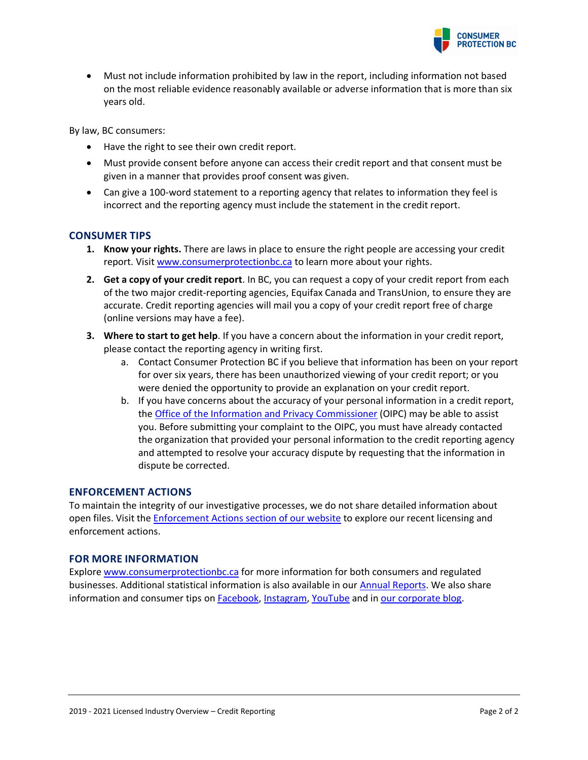- Must not include information prohibited by law in the report, including information not based on the most reliable evidence reasonably available or adverse information that is more than six years old.

By law, BC consumers:

- Have the right to see their own credit report.
- Must provide consent before anyone can access their credit report and that consent must be given in a manner that provides proof consent was given.
- Can give a 100-word statement to a reporting agency that relates to information they feel is incorrect and the reporting agency must include the statement in the credit report.

## CONSUMER TIPS

1. **Know your rights.** There are laws in place to ensure the right people are accessing your credit report. Visit www.consumerprotectionbc.ca to learn more about your rights.
2. **Get a copy of your credit report**. In BC, you can request a copy of your credit report from each of the two major credit-reporting agencies, Equifax Canada and TransUnion, to ensure they are accurate. Credit reporting agencies will mail you a copy of your credit report free of charge (online versions may have a fee).
3. **Where to start to get help**. If you have a concern about the information in your credit report, please contact the reporting agency in writing first.
    a. Contact Consumer Protection BC if you believe that information has been on your report for over six years, there has been unauthorized viewing of your credit report; or you were denied the opportunity to provide an explanation on your credit report.
    b. If you have concerns about the accuracy of your personal information in a credit report, the Office of the Information and Privacy Commissioner (OIPC) may be able to assist you. Before submitting your complaint to the OIPC, you must have already contacted the organization that provided your personal information to the credit reporting agency and attempted to resolve your accuracy dispute by requesting that the information in dispute be corrected.

## ENFORCEMENT ACTIONS

To maintain the integrity of our investigative processes, we do not share detailed information about open files. Visit the Enforcement Actions section of our website to explore our recent licensing and enforcement actions.

## FOR MORE INFORMATION

Explore www.consumerprotectionbc.ca for more information for both consumers and regulated businesses. Additional statistical information is also available in our Annual Reports. We also share information and consumer tips on Facebook, Instagram, YouTube and in our corporate blog.